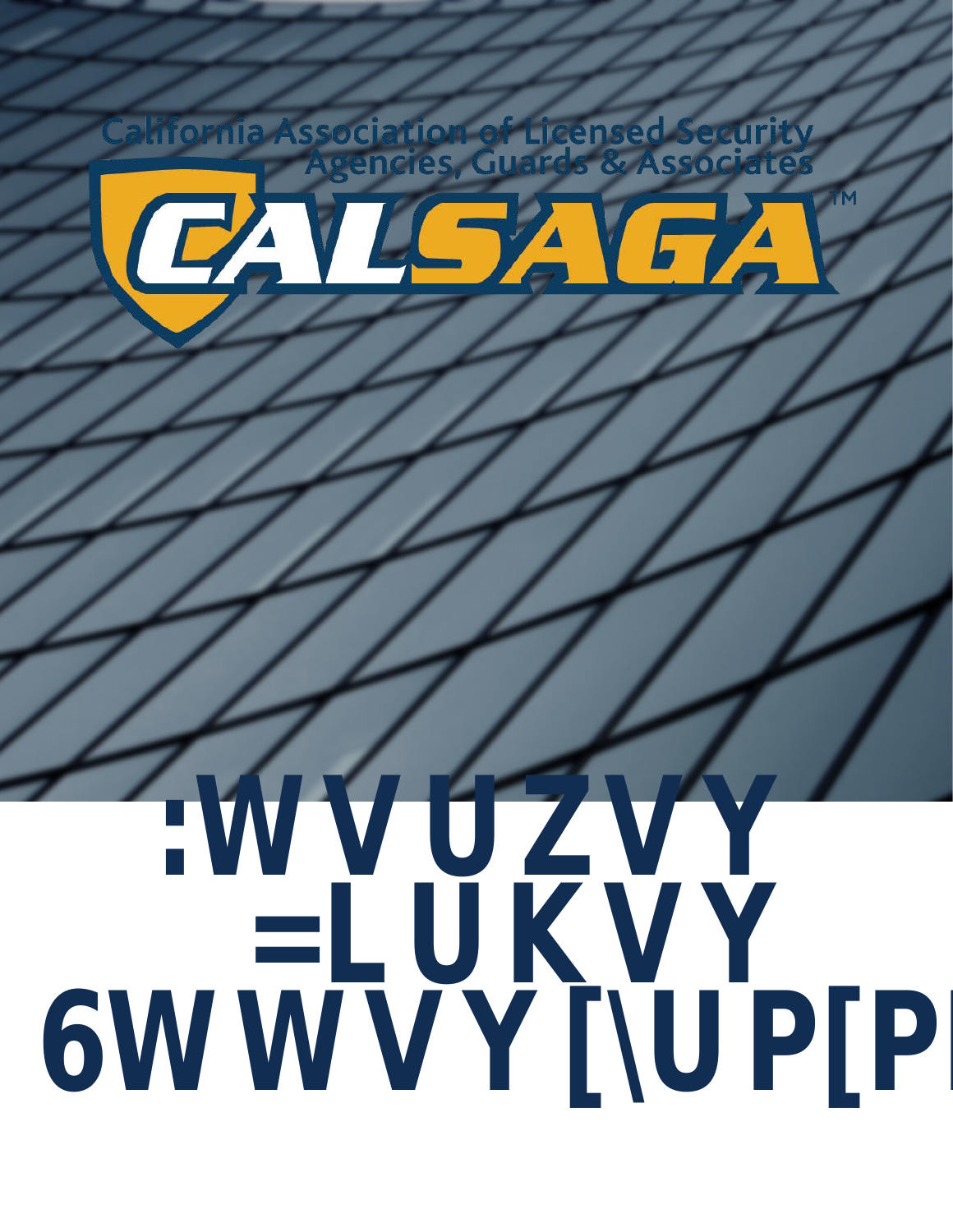California Association of Licensed Security Agencies, Guards & Associates

CALSAGA™

# :WVUZVY =LUKVY 6WWVY[\UP[PL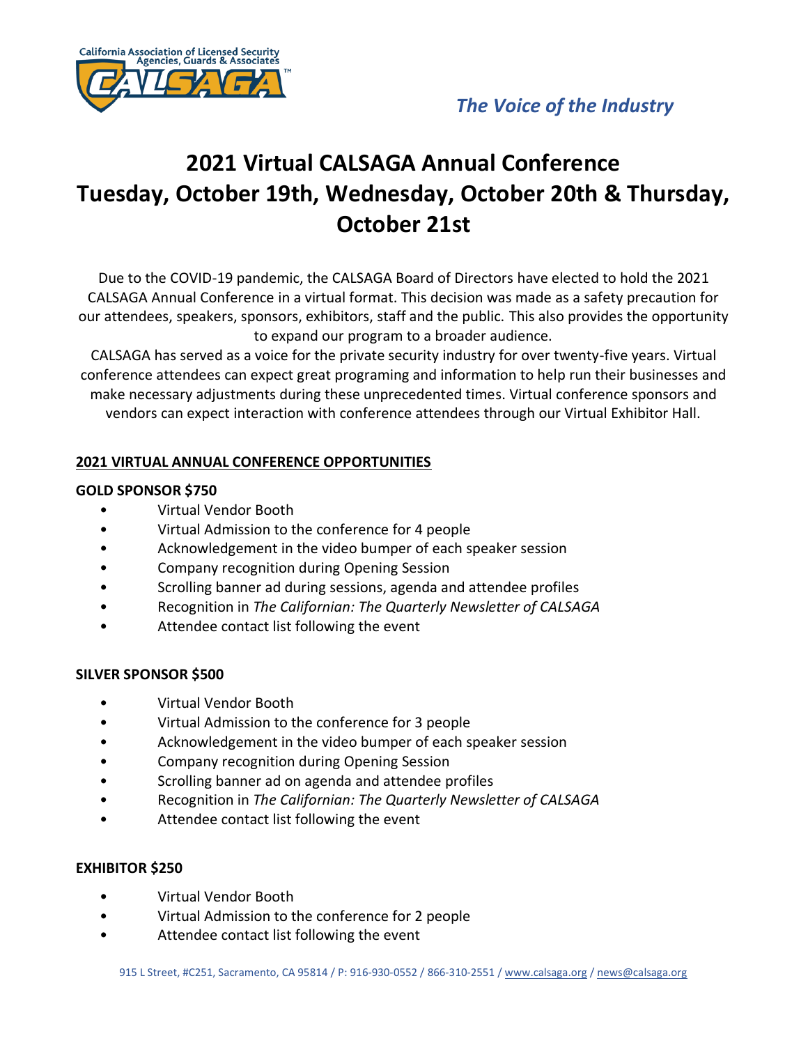*The Voice of the Industry*

# 2021 Virtual CALSAGA Annual Conference
# Tuesday, October 19th, Wednesday, October 20th & Thursday, October 21st

Due to the COVID-19 pandemic, the CALSAGA Board of Directors have elected to hold the 2021 CALSAGA Annual Conference in a virtual format. This decision was made as a safety precaution for our attendees, speakers, sponsors, exhibitors, staff and the public. This also provides the opportunity to expand our program to a broader audience.

CALSAGA has served as a voice for the private security industry for over twenty-five years. Virtual conference attendees can expect great programing and information to help run their businesses and make necessary adjustments during these unprecedented times. Virtual conference sponsors and vendors can expect interaction with conference attendees through our Virtual Exhibitor Hall.

## 2021 VIRTUAL ANNUAL CONFERENCE OPPORTUNITIES

### GOLD SPONSOR $750

- Virtual Vendor Booth
- Virtual Admission to the conference for 4 people
- Acknowledgement in the video bumper of each speaker session
- Company recognition during Opening Session
- Scrolling banner ad during sessions, agenda and attendee profiles
- Recognition in *The Californian: The Quarterly Newsletter of CALSAGA*
- Attendee contact list following the event

### SILVER SPONSOR $500

- Virtual Vendor Booth
- Virtual Admission to the conference for 3 people
- Acknowledgement in the video bumper of each speaker session
- Company recognition during Opening Session
- Scrolling banner ad on agenda and attendee profiles
- Recognition in *The Californian: The Quarterly Newsletter of CALSAGA*
- Attendee contact list following the event

### EXHIBITOR $250

- Virtual Vendor Booth
- Virtual Admission to the conference for 2 people
- Attendee contact list following the event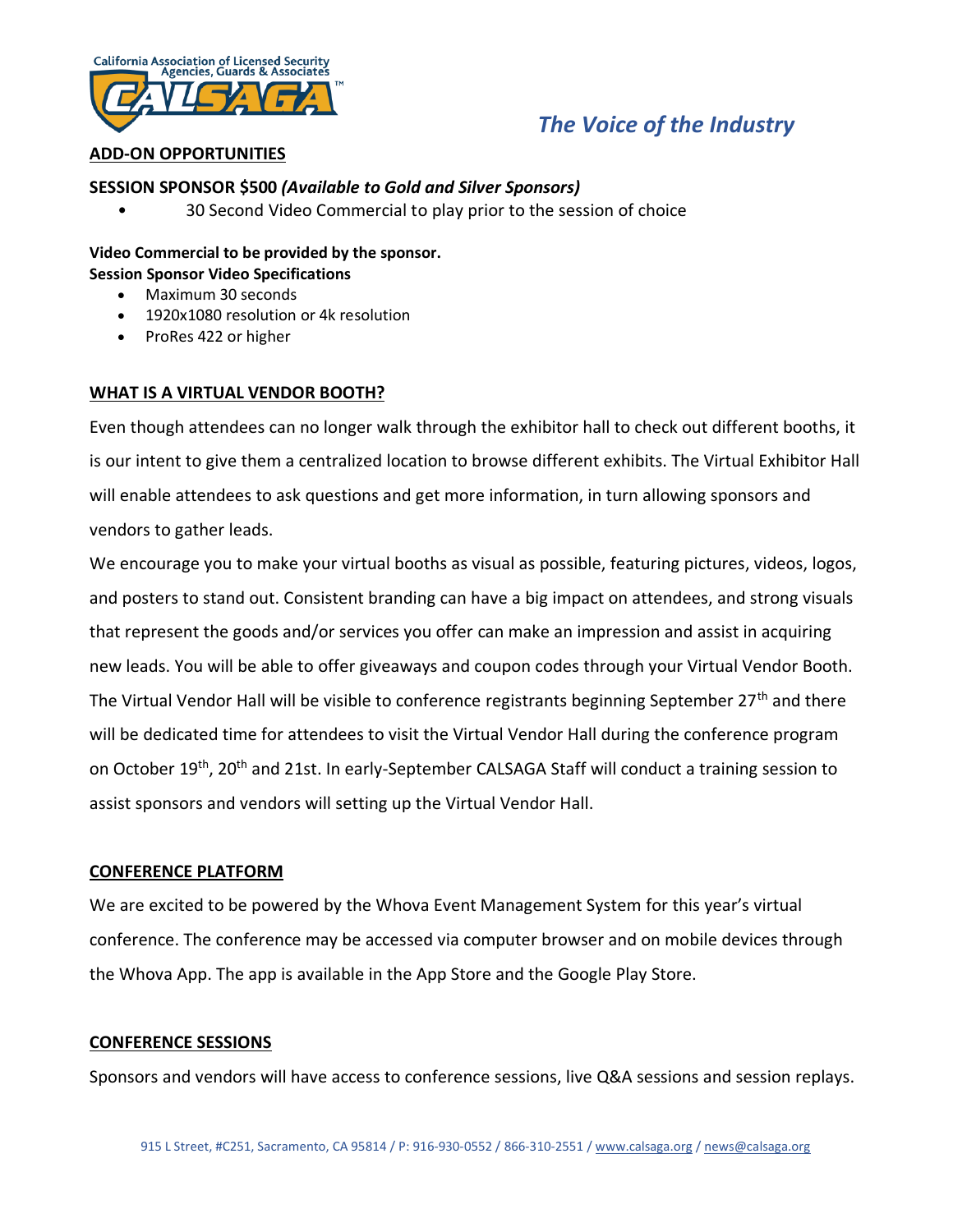## ADD-ON OPPORTUNITIES

### SESSION SPONSOR $500 *(Available to Gold and Silver Sponsors)*

- 30 Second Video Commercial to play prior to the session of choice

**Video Commercial to be provided by the sponsor.**
**Session Sponsor Video Specifications**

- Maximum 30 seconds
- 1920x1080 resolution or 4k resolution
- ProRes 422 or higher

## WHAT IS A VIRTUAL VENDOR BOOTH?

Even though attendees can no longer walk through the exhibitor hall to check out different booths, it is our intent to give them a centralized location to browse different exhibits. The Virtual Exhibitor Hall will enable attendees to ask questions and get more information, in turn allowing sponsors and vendors to gather leads.

We encourage you to make your virtual booths as visual as possible, featuring pictures, videos, logos, and posters to stand out. Consistent branding can have a big impact on attendees, and strong visuals that represent the goods and/or services you offer can make an impression and assist in acquiring new leads. You will be able to offer giveaways and coupon codes through your Virtual Vendor Booth. The Virtual Vendor Hall will be visible to conference registrants beginning September 27th and there will be dedicated time for attendees to visit the Virtual Vendor Hall during the conference program on October 19th, 20th and 21st. In early-September CALSAGA Staff will conduct a training session to assist sponsors and vendors will setting up the Virtual Vendor Hall.

## CONFERENCE PLATFORM

We are excited to be powered by the Whova Event Management System for this year's virtual conference. The conference may be accessed via computer browser and on mobile devices through the Whova App. The app is available in the App Store and the Google Play Store.

## CONFERENCE SESSIONS

Sponsors and vendors will have access to conference sessions, live Q&A sessions and session replays.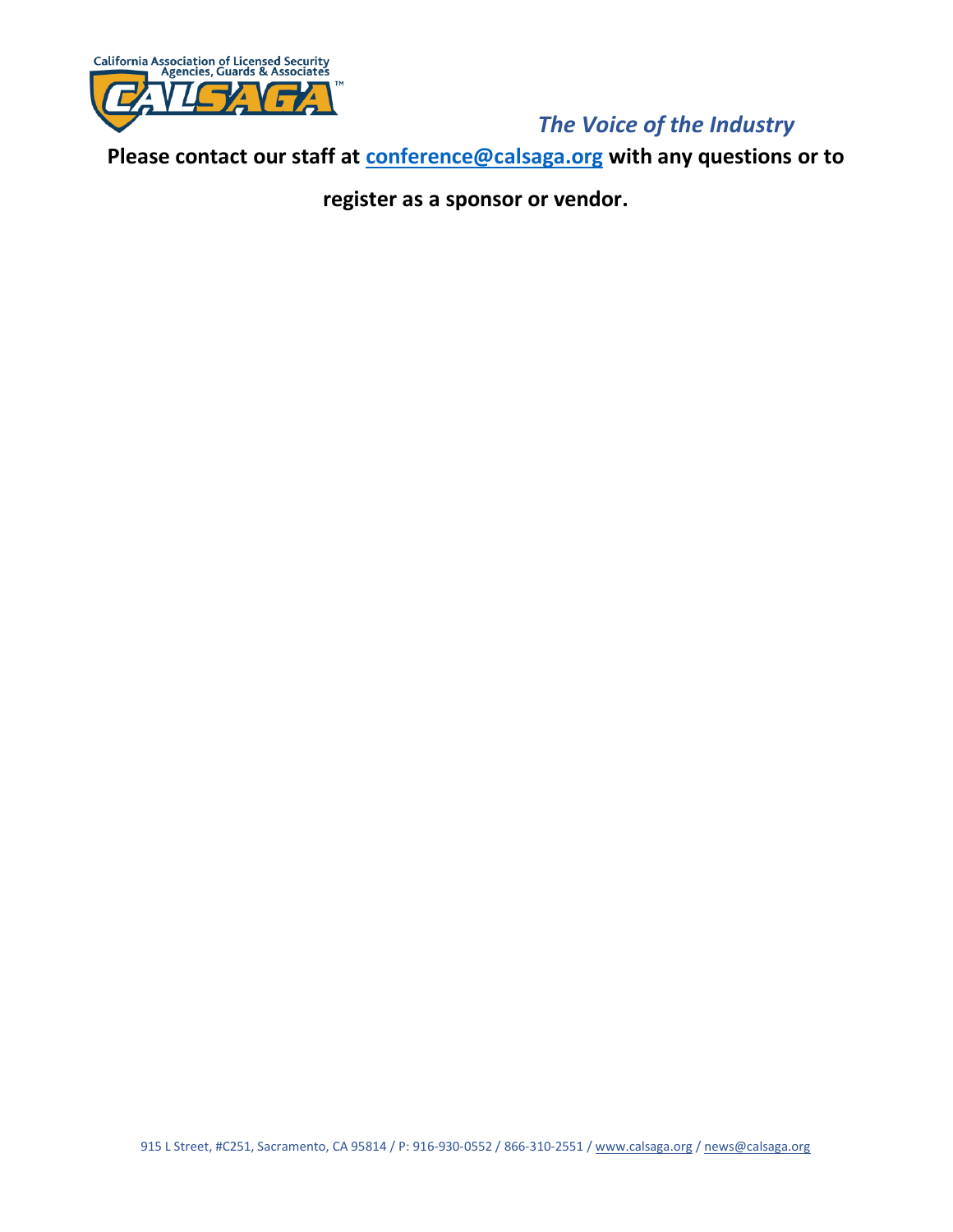**Please contact our staff at conference@calsaga.org with any questions or to register as a sponsor or vendor.**